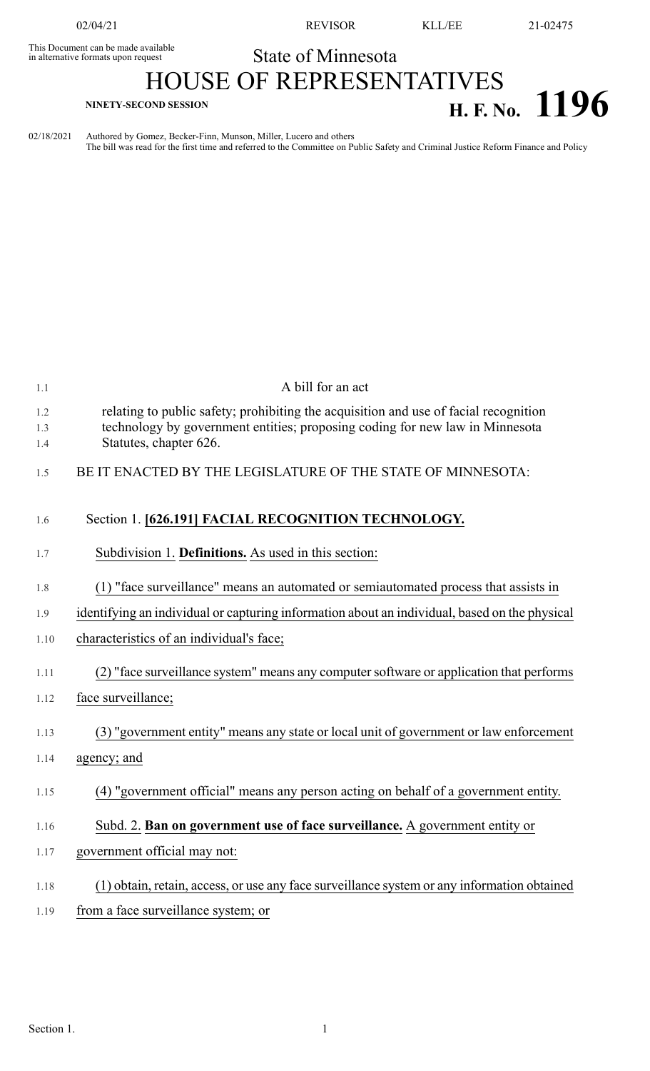02/04/21 REVISOR KLL/EE 21-02475

This Document can be made available in alternative formats upon request

# State of Minnesota
# HOUSE OF REPRESENTATIVES

**NINETY-SECOND SESSION** **H. F. No. 1196**

02/18/2021 Authored by Gomez, Becker-Finn, Munson, Miller, Lucero and others
The bill was read for the first time and referred to the Committee on Public Safety and Criminal Justice Reform Finance and Policy

A bill for an act

relating to public safety; prohibiting the acquisition and use of facial recognition technology by government entities; proposing coding for new law in Minnesota Statutes, chapter 626.

BE IT ENACTED BY THE LEGISLATURE OF THE STATE OF MINNESOTA:

Section 1. **[626.191] FACIAL RECOGNITION TECHNOLOGY.**

Subdivision 1. **Definitions.** As used in this section:

(1) "face surveillance" means an automated or semiautomated process that assists in identifying an individual or capturing information about an individual, based on the physical characteristics of an individual's face;

(2) "face surveillance system" means any computer software or application that performs face surveillance;

(3) "government entity" means any state or local unit of government or law enforcement agency; and

(4) "government official" means any person acting on behalf of a government entity.

Subd. 2. **Ban on government use of face surveillance.** A government entity or government official may not:

(1) obtain, retain, access, or use any face surveillance system or any information obtained from a face surveillance system; or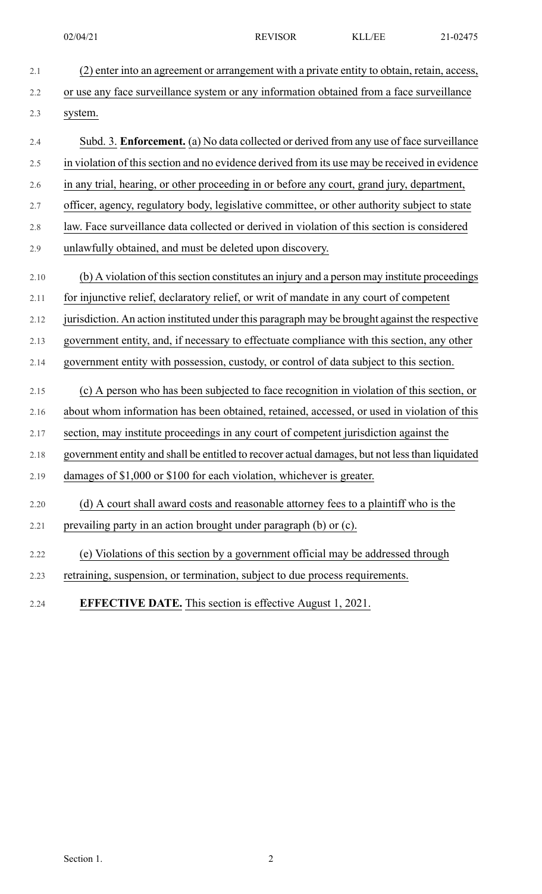(2) enter into an agreement or arrangement with a private entity to obtain, retain, access, or use any face surveillance system or any information obtained from a face surveillance system.

Subd. 3. **Enforcement.** (a) No data collected or derived from any use of face surveillance in violation of this section and no evidence derived from its use may be received in evidence in any trial, hearing, or other proceeding in or before any court, grand jury, department, officer, agency, regulatory body, legislative committee, or other authority subject to state law. Face surveillance data collected or derived in violation of this section is considered unlawfully obtained, and must be deleted upon discovery.

(b) A violation of this section constitutes an injury and a person may institute proceedings for injunctive relief, declaratory relief, or writ of mandate in any court of competent jurisdiction. An action instituted under this paragraph may be brought against the respective government entity, and, if necessary to effectuate compliance with this section, any other government entity with possession, custody, or control of data subject to this section.

(c) A person who has been subjected to face recognition in violation of this section, or about whom information has been obtained, retained, accessed, or used in violation of this section, may institute proceedings in any court of competent jurisdiction against the government entity and shall be entitled to recover actual damages, but not less than liquidated damages of $1,000 or $100 for each violation, whichever is greater.

(d) A court shall award costs and reasonable attorney fees to a plaintiff who is the prevailing party in an action brought under paragraph (b) or (c).

(e) Violations of this section by a government official may be addressed through retraining, suspension, or termination, subject to due process requirements.

**EFFECTIVE DATE.** This section is effective August 1, 2021.